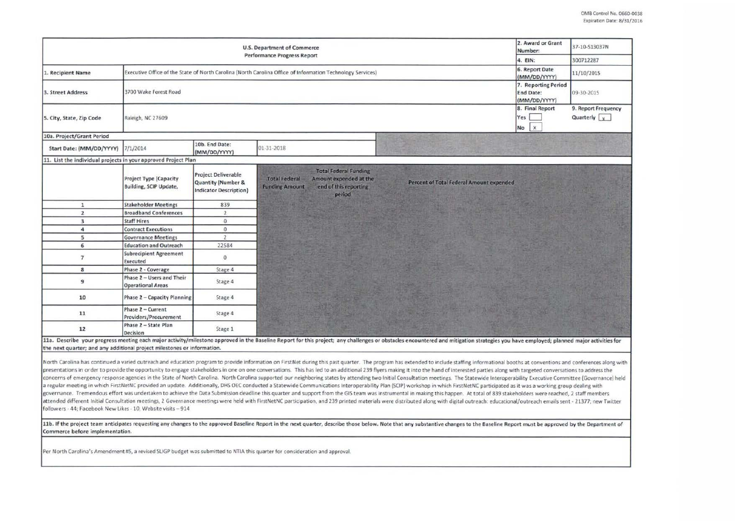OMB Control No. 0660-0038
Expiration Date: 8/31/2016

| U.S. Department of Commerce Performance Progress Report | | | | 2. Award or Grant Number: | 37-10-S13037N |
|---|---|---|---|---|---|
| | | | | 4. EIN: | 300712287 |
| 1. Recipient Name | Executive Office of the State of North Carolina (North Carolina Office of Information Technology Services) | | | 6. Report Date (MM/DD/YYYY) | 11/10/2015 |
| 3. Street Address | 3700 Wake Forest Road | | | 7. Reporting Period End Date: (MM/DD/YYYY) | 09-30-2015 |
| 5. City, State, Zip Code | Raleigh, NC 27609 | | | 8. Final Report Yes [ ] No [x] | 9. Report Frequency Quarterly [x] |
| 10a. Project/Grant Period | | | | | |
| Start Date: (MM/DD/YYYY) | 7/1/2014 | 10b. End Date: (MM/DD/YYYY) | 01-31-2018 | | |

11. List the individual projects in your approved Project Plan

| | Project Type (Capacity Building, SCIP Update, | Project Deliverable Quantity (Number & Indicator Description) | Total Federal Funding Amount | Total Federal Funding Amount expended at the end of this reporting period | Percent of Total Federal Amount expended |
|---|---|---|---|---|---|
| 1 | Stakeholder Meetings | 839 | | | |
| 2 | Broadband Conferences | 2 | | | |
| 3 | Staff Hires | 0 | | | |
| 4 | Contract Executions | 0 | | | |
| 5 | Governance Meetings | 2 | | | |
| 6 | Education and Outreach | 22584 | | | |
| 7 | Subrecipient Agreement Executed | 0 | | | |
| 8 | Phase 2 - Coverage | Stage 4 | | | |
| 9 | Phase 2 – Users and Their Operational Areas | Stage 4 | | | |
| 10 | Phase 2 – Capacity Planning | Stage 4 | | | |
| 11 | Phase 2 – Current Providers/Procurement | Stage 4 | | | |
| 12 | Phase 2 – State Plan Decision | Stage 1 | | | |

11a. Describe your progress meeting each major activity/milestone approved in the Baseline Report for this project; any challenges or obstacles encountered and mitigation strategies you have employed; planned major activities for the next quarter; and any additional project milestones or information.

North Carolina has continued a varied outreach and education program to provide information on FirstNet during this past quarter. The program has extended to include staffing informational booths at conventions and conferences along with presentations in order to provide the opportunity to engage stakeholders in one on one conversations. This has led to an additional 239 flyers making it into the hand of interested parties along with targeted conversations to address the concerns of emergency response agencies in the State of North Carolina. North Carolina supported our neighboring states by attending two Initial Consultation meetings. The Statewide Interoperability Executive Committee (Governance) held a regular meeting in which FirstNetNC provided an update. Additionally, DHS OEC conducted a Statewide Communications Interoperability Plan (SCIP) workshop in which FirstNetNC participated as it was a working group dealing with governance. Tremendous effort was undertaken to achieve the Data Submission deadline this quarter and support from the GIS team was instrumental in making this happen. At total of 839 stakeholders were reached, 2 staff members attended different Initial Consultation meetings, 2 Governance meetings were held with FirstNetNC participation, and 239 printed materials were distributed along with digital outreach: educational/outreach emails sent - 21377; new Twitter followers - 44; Facebook New Likes - 10; Website visits – 914

11b. If the project team anticipates requesting any changes to the approved Baseline Report in the next quarter, describe those below. Note that any substantive changes to the Baseline Report must be approved by the Department of Commerce before implementation.

Per North Carolina's Amendment #5, a revised SLIGP budget was submitted to NTIA this quarter for consideration and approval.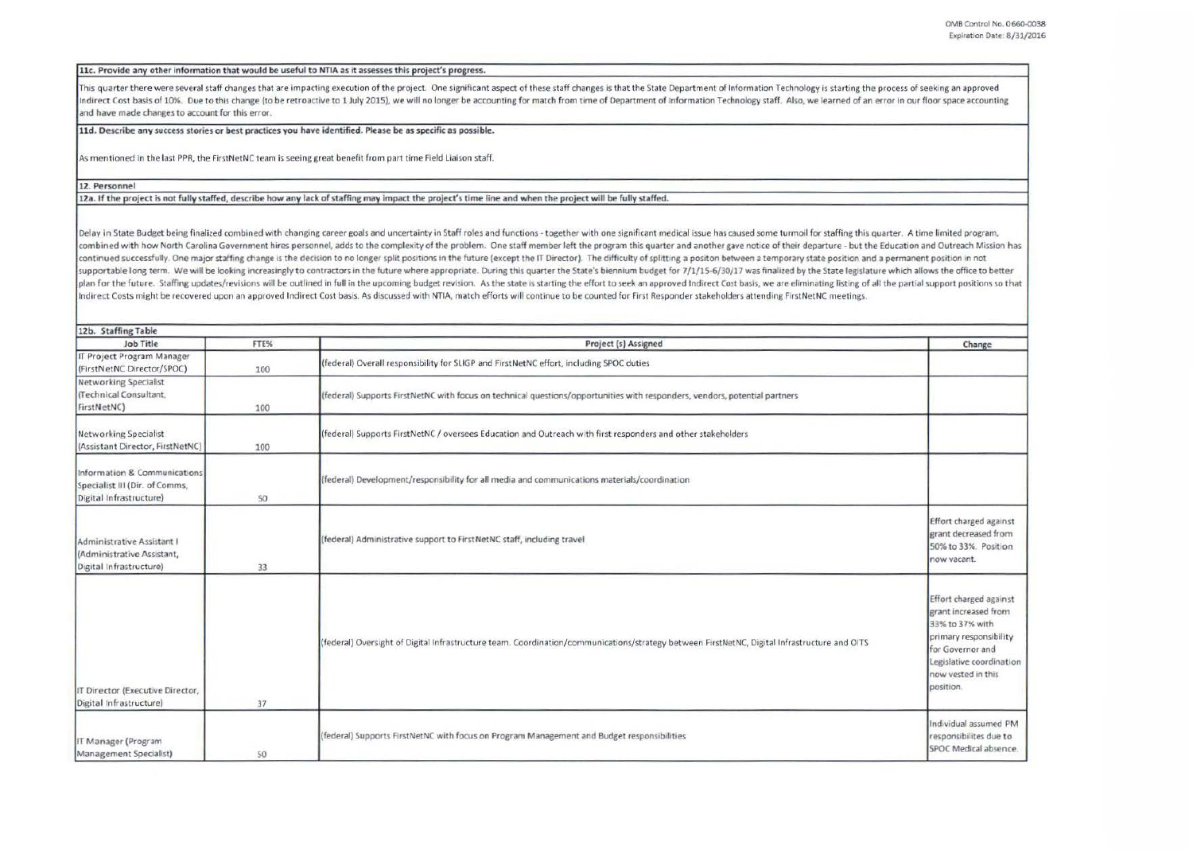**11c. Provide any other information that would be useful to NTIA as it assesses this project's progress.**

This quarter there were several staff changes that are impacting execution of the project. One significant aspect of these staff changes is that the State Department of Information Technology is starting the process of seeking an approved Indirect Cost basis of 10%. Due to this change (to be retroactive to 1 July 2015), we will no longer be accounting for match from time of Department of Information Technology staff. Also, we learned of an error in our floor space accounting and have made changes to account for this error.

**11d. Describe any success stories or best practices you have identified. Please be as specific as possible.**

As mentioned in the last PPR, the FirstNetNC team is seeing great benefit from part time Field Liaison staff.

**12. Personnel**

**12a. If the project is not fully staffed, describe how any lack of staffing may impact the project's time line and when the project will be fully staffed.**

Delay in State Budget being finalized combined with changing career goals and uncertainty in Staff roles and functions - together with one significant medical issue has caused some turmoil for staffing this quarter. A time limited program, combined with how North Carolina Government hires personnel, adds to the complexity of the problem. One staff member left the program this quarter and another gave notice of their departure - but the Education and Outreach Mission has continued successfully. One major staffing change is the decision to no longer split positions in the future (except the IT Director). The difficulty of splitting a positon between a temporary state position and a permanent position in not supportable long term. We will be looking increasingly to contractors in the future where appropriate. During this quarter the State's biennium budget for 7/1/15-6/30/17 was finalized by the State legislature which allows the office to better plan for the future. Staffing updates/revisions will be outlined in full in the upcoming budget revision. As the state is starting the effort to seek an approved Indirect Cost basis, we are eliminating listing of all the partial support positions so that Indirect Costs might be recovered upon an approved Indirect Cost basis. As discussed with NTIA, match efforts will continue to be counted for First Responder stakeholders attending FirstNetNC meetings.

**12b. Staffing Table**

| Job Title | FTE% | Project (s) Assigned | Change |
|---|---|---|---|
| IT Project Program Manager (FirstNetNC Director/SPOC) | 100 | (federal) Overall responsibility for SLIGP and FirstNetNC effort, including SPOC duties | |
| Networking Specialist (Technical Consultant, FirstNetNC) | 100 | (federal) Supports FirstNetNC with focus on technical questions/opportunities with responders, vendors, potential partners | |
| Networking Specialist (Assistant Director, FirstNetNC) | 100 | (federal) Supports FirstNetNC / oversees Education and Outreach with first responders and other stakeholders | |
| Information & Communications Specialist III (Dir. of Comms, Digital Infrastructure) | 50 | (federal) Development/responsibility for all media and communications materials/coordination | |
| Administrative Assistant I (Administrative Assistant, Digital Infrastructure) | 33 | (federal) Administrative support to FirstNetNC staff, including travel | Effort charged against grant decreased from 50% to 33%. Position now vacant. |
| IT Director (Executive Director, Digital Infrastructure) | 37 | (federal) Oversight of Digital Infrastructure team. Coordination/communications/strategy between FirstNetNC, Digital Infrastructure and OITS | Effort charged against grant increased from 33% to 37% with primary responsibility for Governor and Legislative coordination now vested in this position. |
| IT Manager (Program Management Specialist) | 50 | (federal) Supports FirstNetNC with focus on Program Management and Budget responsibilities | Individual assumed PM responsibilites due to SPOC Medical absence. |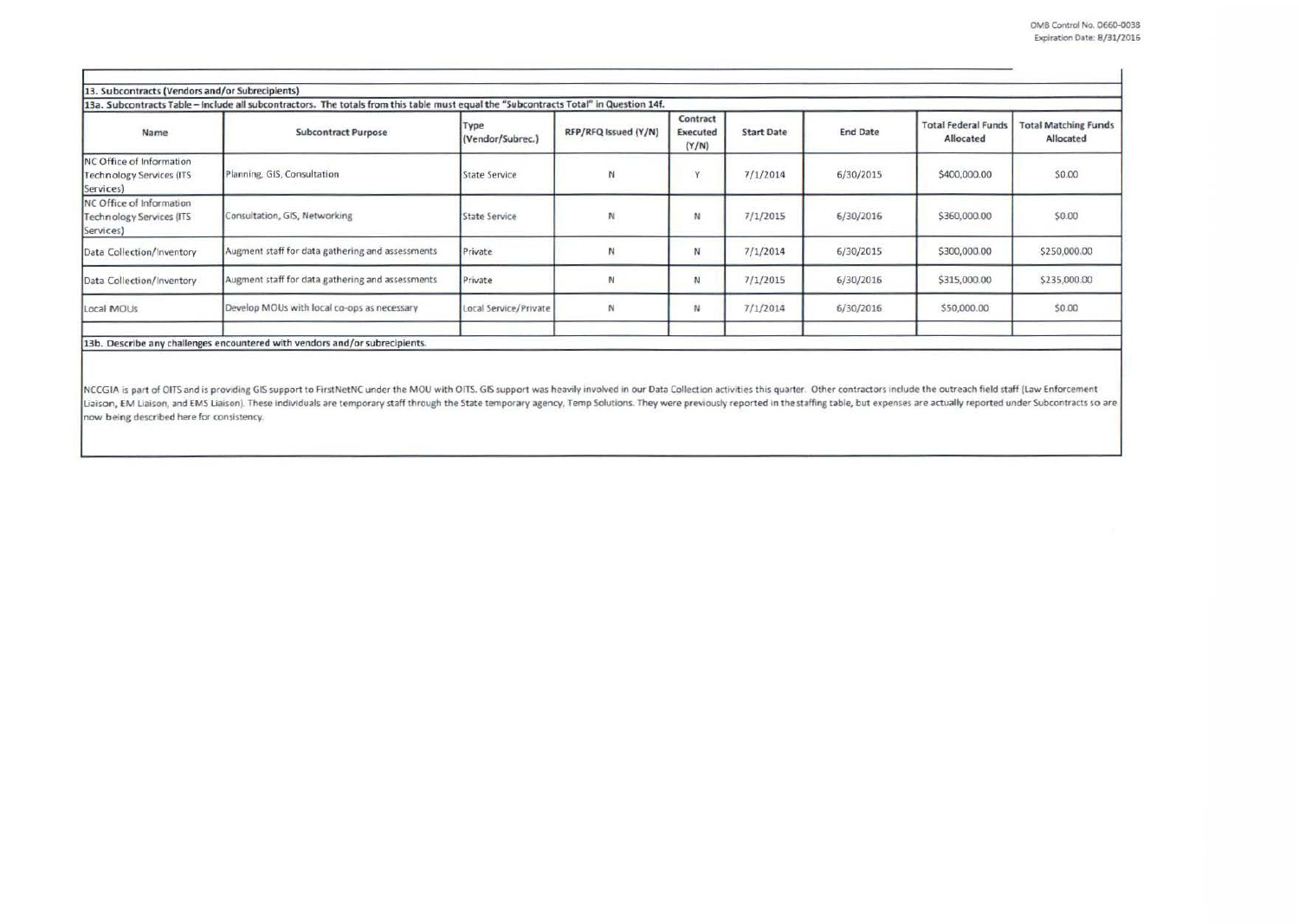| 13. Subcontracts (Vendors and/or Subrecipients) | | | | | | | | |
|---|---|---|---|---|---|---|---|---|
| 13a. Subcontracts Table – Include all subcontractors. The totals from this table must equal the "Subcontracts Total" in Question 14f. | | | | | | | | |
| **Name** | **Subcontract Purpose** | **Type (Vendor/Subrec.)** | **RFP/RFQ Issued (Y/N)** | **Contract Executed (Y/N)** | **Start Date** | **End Date** | **Total Federal Funds Allocated** | **Total Matching Funds Allocated** |
| NC Office of Information Technology Services (ITS Services) | Planning, GIS, Consultation | State Service | N | Y | 7/1/2014 | 6/30/2015 | $400,000.00 | $0.00 |
| NC Office of Information Technology Services (ITS Services) | Consultation, GIS, Networking | State Service | N | N | 7/1/2015 | 6/30/2016 | $360,000.00 | $0.00 |
| Data Collection/Inventory | Augment staff for data gathering and assessments | Private | N | N | 7/1/2014 | 6/30/2015 | $300,000.00 | $250,000.00 |
| Data Collection/Inventory | Augment staff for data gathering and assessments | Private | N | N | 7/1/2015 | 6/30/2016 | $315,000.00 | $235,000.00 |
| Local MOUs | Develop MOUs with local co-ops as necessary | Local Service/Private | N | N | 7/1/2014 | 6/30/2016 | $50,000.00 | $0.00 |
| | | | | | | | | |

**13b. Describe any challenges encountered with vendors and/or subrecipients.**

NCCGIA is part of OITS and is providing GIS support to FirstNetNC under the MOU with OITS. GIS support was heavily involved in our Data Collection activities this quarter. Other contractors include the outreach field staff (Law Enforcement Liaison, EM Liaison, and EMS Liaison). These individuals are temporary staff through the State temporary agency, Temp Solutions. They were previously reported in the staffing table, but expenses are actually reported under Subcontracts so are now being described here for consistency.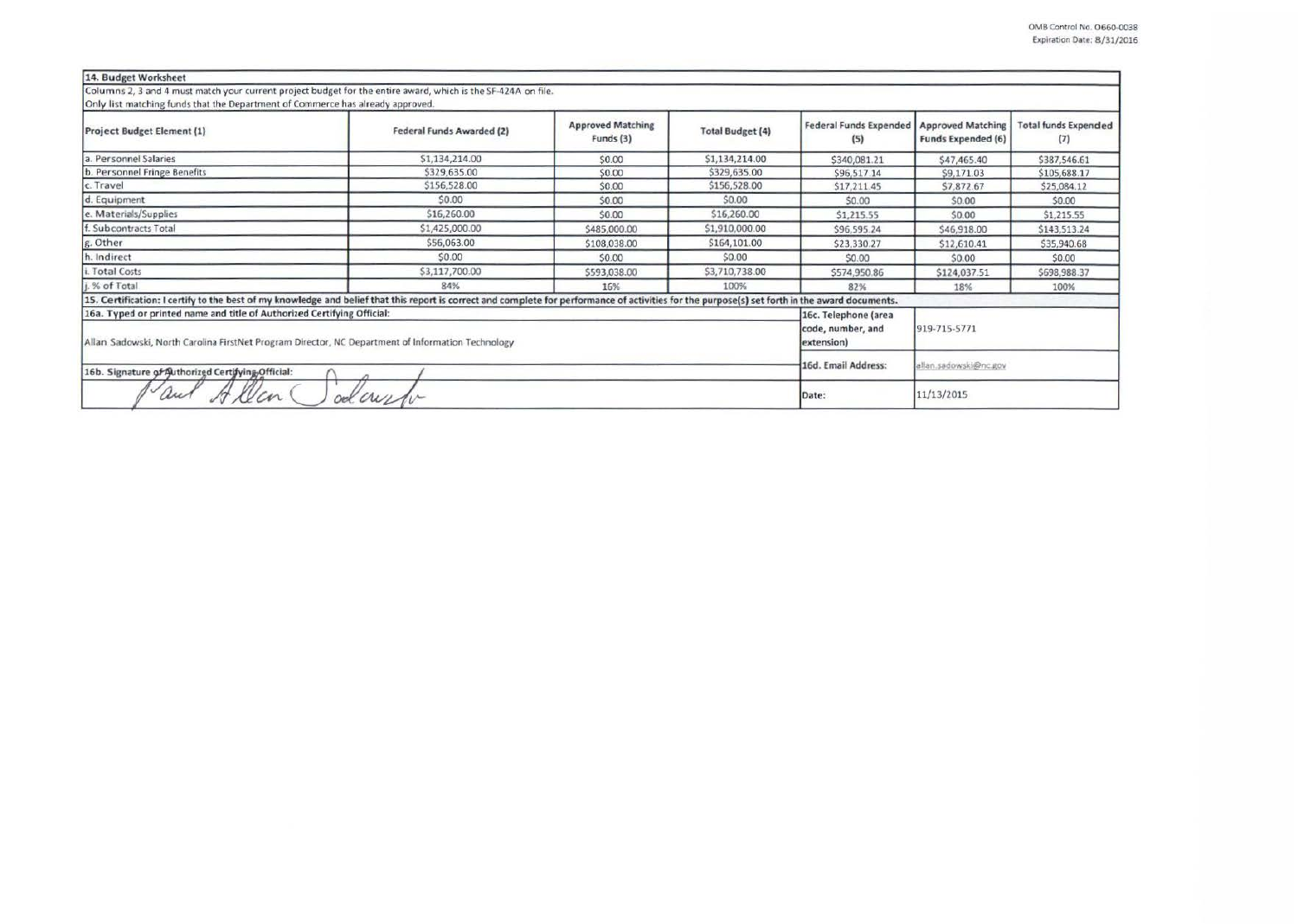OMB Control No. 0660-0038
Expiration Date: 8/31/2016

| 14. Budget Worksheet | | | | | | |
|---|---|---|---|---|---|---|
| Columns 2, 3 and 4 must match your current project budget for the entire award, which is the SF-424A on file. Only list matching funds that the Department of Commerce has already approved. | | | | | | |
| Project Budget Element (1) | Federal Funds Awarded (2) | Approved Matching Funds (3) | Total Budget (4) | Federal Funds Expended (5) | Approved Matching Funds Expended (6) | Total funds Expended (7) |
| a. Personnel Salaries | $1,134,214.00 | $0.00 | $1,134,214.00 | $340,081.21 | $47,465.40 | $387,546.61 |
| b. Personnel Fringe Benefits | $329,635.00 | $0.00 | $329,635.00 | $96,517.14 | $9,171.03 | $105,688.17 |
| c. Travel | $156,528.00 | $0.00 | $156,528.00 | $17,211.45 | $7,872.67 | $25,084.12 |
| d. Equipment | $0.00 | $0.00 | $0.00 | $0.00 | $0.00 | $0.00 |
| e. Materials/Supplies | $16,260.00 | $0.00 | $16,260.00 | $1,215.55 | $0.00 | $1,215.55 |
| f. Subcontracts Total | $1,425,000.00 | $485,000.00 | $1,910,000.00 | $96,595.24 | $46,918.00 | $143,513.24 |
| g. Other | $56,063.00 | $108,038.00 | $164,101.00 | $23,330.27 | $12,610.41 | $35,940.68 |
| h. Indirect | $0.00 | $0.00 | $0.00 | $0.00 | $0.00 | $0.00 |
| i. Total Costs | $3,117,700.00 | $593,038.00 | $3,710,738.00 | $574,950.86 | $124,037.51 | $698,988.37 |
| j. % of Total | 84% | 16% | 100% | 82% | 18% | 100% |

**15. Certification:** I certify to the best of my knowledge and belief that this report is correct and complete for performance of activities for the purpose(s) set forth in the award documents.

| 16a. Typed or printed name and title of Authorized Certifying Official: | 16c. Telephone (area code, number, and extension) | 919-715-5771 |
|---|---|---|
| Allan Sadowski, North Carolina FirstNet Program Director, NC Department of Information Technology | | |
| 16b. Signature of Authorized Certifying Official: | 16d. Email Address: | allan.sadowski@nc.gov |
| Paul Allen Sadowski | Date: | 11/13/2015 |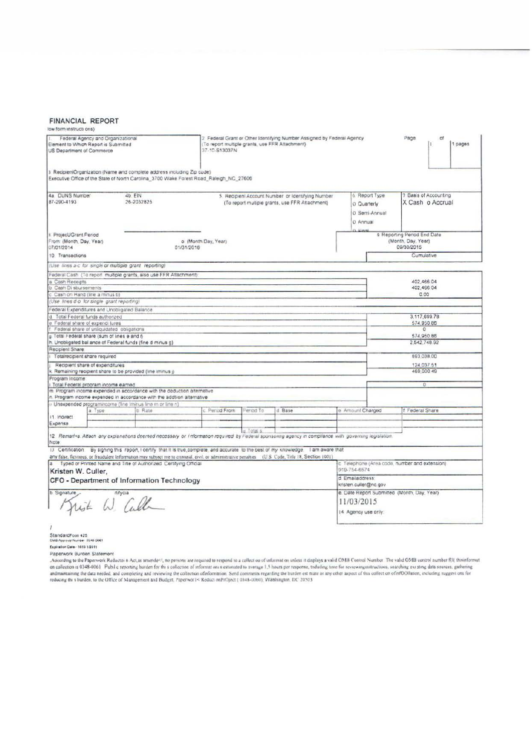# FINANCIAL REPORT

low form instructi ons)

| | | | |
|---|---|---|---|
| 1. Federal Agency and Organizational Element to Which Report is Submitted<br>US Department of Commerce | 2. Federal Grant or Other Identifying Number Assigned by Federal Agency (To report multiple grants, use FFR Attachment)<br>37-10-S13037N | | Page 1 of 1 pages |
| 3. RecipientOrganization (Name and complete address including Zip code)<br>Executive Office of the State of North Carolina_3700 Wake Forest Road_Raleigh_NC_27606 | | | |
| 4a. DUNS Number<br>87-290-4193 | 4b. EIN<br>26-2032825 | 5. Recipient Account Number or Identifying Number (To report multiple grants, use FFR Attachment) | 6. Report Type<br>O Quarterly<br>O Semi-Annual<br>O Annual<br>O Final |
| 7. Basis of Accounting<br>X Cash o Accrual | | | |
| 8. ProjectJGrant Period<br>From: (Month, Day, Year)<br>07/01/2014 | o: (Month Day, Year)<br>01/31/2016 | | 9. Reporting Period End Date (Month, Day, Year)<br>09/30/2015 |

| 10. Transactions | Cumulative |
|---|---|
| *(Use lines a-c for single or multiple grant reporting)* | |
| Federal Cash (To report multiple grants, also use FFR Attachment): | |
| a. Cash Receipts | 402,466.04 |
| b. Cash Disbursements | 402,466.04 |
| c. Cash on Hand (line a minus b) | 0.00 |
| *(Use lines d-o for single grant reporting)* | |
| Federal Expenditures and Unobligated Balance: | |
| d. Total Federal funds authorized | 3,117,699.79 |
| e. Federal share of expenditures | 574,950.86 |
| f. Federal share of unliquidated obligations | 0 |
| g. Total Federal share (sum of lines e and f) | 574,950.86 |
| h. Unobligated balance of Federal funds (line d minus g) | 2,542,748.92 |
| Recipient Share: | |
| i. Totalrecipient share required | 593,038.00 |
| j. Recipient share of expenditures | 124,037.51 |
| k. Remaining recipient share to be provided (line iminus j) | 469,000.49 |
| Program Income: | |
| l. Total Federal program income earned | 0 |
| m. Program income expended in accordance with the deduction alternative | |
| n. Program income expended in accordance with the addition alternative | |
| o. Unexpended programincome (line lminus line m or line n) | |

| 11. Indirect Expense | a. Type | b. Rate | c. Period From | Period To | d. Base | e. Amount Charged | f. Federal Share |
|---|---|---|---|---|---|---|---|
| | | | | | | | |
| | | | | g. Totals: | | | |

12. Remarks: Attach any explanations deemed necessary or information required by Federal sponsoring agency in compliance with governing legislation.

Note:

13. Certification: By signing this report, I certify that it is true, complete, and accurate to the best of my knowledge. I am aware that any false, fictitious, or fraudulent information may subject me to criminal, civil, or administrative penalties. (U.S. Code, Title 18, Section 1001)

| | |
|---|---|
| a. Typed or Printed Name and Title of Authorized Certifying Official<br>**Kristen W. Culler,**<br>**CFO - Department of Information Technology** | c. Telephone (Area code, number and extension)<br>919-754-6574<br>d. Emailaddress:<br>kristen.culler@nc.gov |
| b. Signature of Authorized Certifying Official<br>Krist W. Culler | e. Date Report Submitted (Month, Day, Year)<br>11/03/2015<br>14. Agency use only: |

StandardForm 425
OMB Approval Number: 0348-0061
Expiration Date: 10/31/2011

Paperwork Burden Statement

According to the Paperwork Reduction Act, as amended, no persons are required to respond to a collection of information unless it displays a valid OMB Control Number. The valid OMB control number for this information collection is 0348-0061. Public reporting burden for this collection of information is estimated to average 1.5 hours per response, including time for reviewing instructions, searching existing data sources, gathering and maintaining the data needed, and completing and reviewing the collection of information. Send comments regarding the burden estimate or any other aspect of this collection of information, including suggestions for reducing this burden, to the Office of Management and Budget, Paperwork Reduction Project (0348-0060), Washington, DC 20503.